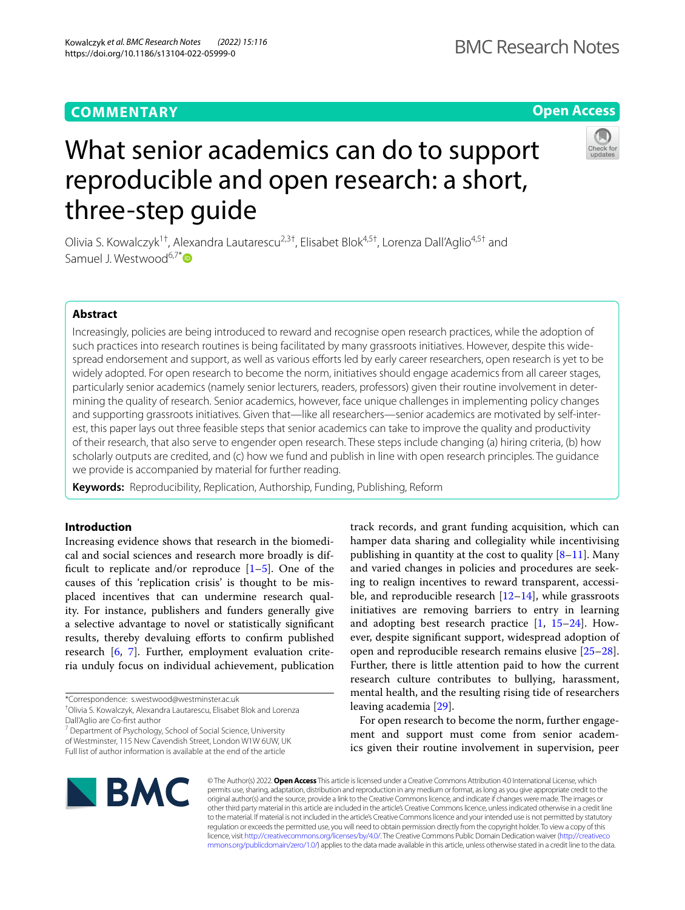COMMENTARY

Open Access

# What senior academics can do to support reproducible and open research: a short, three-step guide

Olivia S. Kowalczyk[1†], Alexandra Lautarescu[2,3†], Elisabet Blok[4,5†], Lorenza Dall'Aglio[4,5†] and Samuel J. Westwood[6,7*]

## Abstract

Increasingly, policies are being introduced to reward and recognise open research practices, while the adoption of such practices into research routines is being facilitated by many grassroots initiatives. However, despite this widespread endorsement and support, as well as various efforts led by early career researchers, open research is yet to be widely adopted. For open research to become the norm, initiatives should engage academics from all career stages, particularly senior academics (namely senior lecturers, readers, professors) given their routine involvement in determining the quality of research. Senior academics, however, face unique challenges in implementing policy changes and supporting grassroots initiatives. Given that—like all researchers—senior academics are motivated by self-interest, this paper lays out three feasible steps that senior academics can take to improve the quality and productivity of their research, that also serve to engender open research. These steps include changing (a) hiring criteria, (b) how scholarly outputs are credited, and (c) how we fund and publish in line with open research principles. The guidance we provide is accompanied by material for further reading.

**Keywords:** Reproducibility, Replication, Authorship, Funding, Publishing, Reform

## Introduction

Increasing evidence shows that research in the biomedical and social sciences and research more broadly is difficult to replicate and/or reproduce [1–5]. One of the causes of this 'replication crisis' is thought to be misplaced incentives that can undermine research quality. For instance, publishers and funders generally give a selective advantage to novel or statistically significant results, thereby devaluing efforts to confirm published research [6, 7]. Further, employment evaluation criteria unduly focus on individual achievement, publication track records, and grant funding acquisition, which can hamper data sharing and collegiality while incentivising publishing in quantity at the cost to quality [8–11]. Many and varied changes in policies and procedures are seeking to realign incentives to reward transparent, accessible, and reproducible research [12–14], while grassroots initiatives are removing barriers to entry in learning and adopting best research practice [1, 15–24]. However, despite significant support, widespread adoption of open and reproducible research remains elusive [25–28]. Further, there is little attention paid to how the current research culture contributes to bullying, harassment, mental health, and the resulting rising tide of researchers leaving academia [29].

For open research to become the norm, further engagement and support must come from senior academics given their routine involvement in supervision, peer

*Correspondence: s.westwood@westminster.ac.uk

†Olivia S. Kowalczyk, Alexandra Lautarescu, Elisabet Blok and Lorenza Dall'Aglio are Co-first author

[7] Department of Psychology, School of Social Science, University of Westminster, 115 New Cavendish Street, London W1W 6UW, UK

Full list of author information is available at the end of the article

© The Author(s) 2022. **Open Access** This article is licensed under a Creative Commons Attribution 4.0 International License, which permits use, sharing, adaptation, distribution and reproduction in any medium or format, as long as you give appropriate credit to the original author(s) and the source, provide a link to the Creative Commons licence, and indicate if changes were made. The images or other third party material in this article are included in the article's Creative Commons licence, unless indicated otherwise in a credit line to the material. If material is not included in the article's Creative Commons licence and your intended use is not permitted by statutory regulation or exceeds the permitted use, you will need to obtain permission directly from the copyright holder. To view a copy of this licence, visit http://creativecommons.org/licenses/by/4.0/. The Creative Commons Public Domain Dedication waiver (http://creativecommons.org/publicdomain/zero/1.0/) applies to the data made available in this article, unless otherwise stated in a credit line to the data.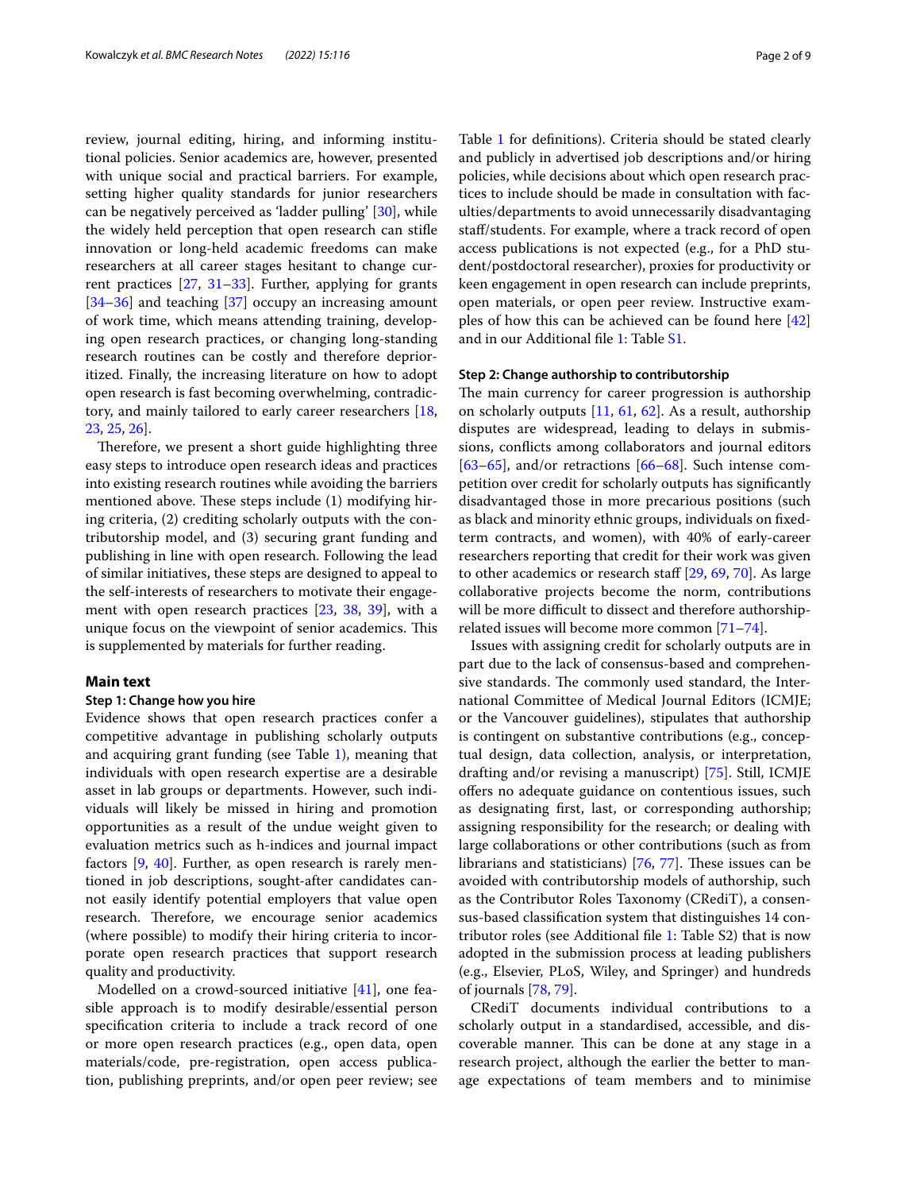review, journal editing, hiring, and informing institutional policies. Senior academics are, however, presented with unique social and practical barriers. For example, setting higher quality standards for junior researchers can be negatively perceived as 'ladder pulling' [30], while the widely held perception that open research can stifle innovation or long-held academic freedoms can make researchers at all career stages hesitant to change current practices [27, 31–33]. Further, applying for grants [34–36] and teaching [37] occupy an increasing amount of work time, which means attending training, developing open research practices, or changing long-standing research routines can be costly and therefore deprioritized. Finally, the increasing literature on how to adopt open research is fast becoming overwhelming, contradictory, and mainly tailored to early career researchers [18, 23, 25, 26].

Therefore, we present a short guide highlighting three easy steps to introduce open research ideas and practices into existing research routines while avoiding the barriers mentioned above. These steps include (1) modifying hiring criteria, (2) crediting scholarly outputs with the contributorship model, and (3) securing grant funding and publishing in line with open research. Following the lead of similar initiatives, these steps are designed to appeal to the self-interests of researchers to motivate their engagement with open research practices [23, 38, 39], with a unique focus on the viewpoint of senior academics. This is supplemented by materials for further reading.

## Main text

### Step 1: Change how you hire

Evidence shows that open research practices confer a competitive advantage in publishing scholarly outputs and acquiring grant funding (see Table 1), meaning that individuals with open research expertise are a desirable asset in lab groups or departments. However, such individuals will likely be missed in hiring and promotion opportunities as a result of the undue weight given to evaluation metrics such as h-indices and journal impact factors [9, 40]. Further, as open research is rarely mentioned in job descriptions, sought-after candidates cannot easily identify potential employers that value open research. Therefore, we encourage senior academics (where possible) to modify their hiring criteria to incorporate open research practices that support research quality and productivity.

Modelled on a crowd-sourced initiative [41], one feasible approach is to modify desirable/essential person specification criteria to include a track record of one or more open research practices (e.g., open data, open materials/code, pre-registration, open access publication, publishing preprints, and/or open peer review; see Table 1 for definitions). Criteria should be stated clearly and publicly in advertised job descriptions and/or hiring policies, while decisions about which open research practices to include should be made in consultation with faculties/departments to avoid unnecessarily disadvantaging staff/students. For example, where a track record of open access publications is not expected (e.g., for a PhD student/postdoctoral researcher), proxies for productivity or keen engagement in open research can include preprints, open materials, or open peer review. Instructive examples of how this can be achieved can be found here [42] and in our Additional file 1: Table S1.

### Step 2: Change authorship to contributorship

The main currency for career progression is authorship on scholarly outputs [11, 61, 62]. As a result, authorship disputes are widespread, leading to delays in submissions, conflicts among collaborators and journal editors [63–65], and/or retractions [66–68]. Such intense competition over credit for scholarly outputs has significantly disadvantaged those in more precarious positions (such as black and minority ethnic groups, individuals on fixed-term contracts, and women), with 40% of early-career researchers reporting that credit for their work was given to other academics or research staff [29, 69, 70]. As large collaborative projects become the norm, contributions will be more difficult to dissect and therefore authorship-related issues will become more common [71–74].

Issues with assigning credit for scholarly outputs are in part due to the lack of consensus-based and comprehensive standards. The commonly used standard, the International Committee of Medical Journal Editors (ICMJE; or the Vancouver guidelines), stipulates that authorship is contingent on substantive contributions (e.g., conceptual design, data collection, analysis, or interpretation, drafting and/or revising a manuscript) [75]. Still, ICMJE offers no adequate guidance on contentious issues, such as designating first, last, or corresponding authorship; assigning responsibility for the research; or dealing with large collaborations or other contributions (such as from librarians and statisticians) [76, 77]. These issues can be avoided with contributorship models of authorship, such as the Contributor Roles Taxonomy (CRediT), a consensus-based classification system that distinguishes 14 contributor roles (see Additional file 1: Table S2) that is now adopted in the submission process at leading publishers (e.g., Elsevier, PLoS, Wiley, and Springer) and hundreds of journals [78, 79].

CRediT documents individual contributions to a scholarly output in a standardised, accessible, and discoverable manner. This can be done at any stage in a research project, although the earlier the better to manage expectations of team members and to minimise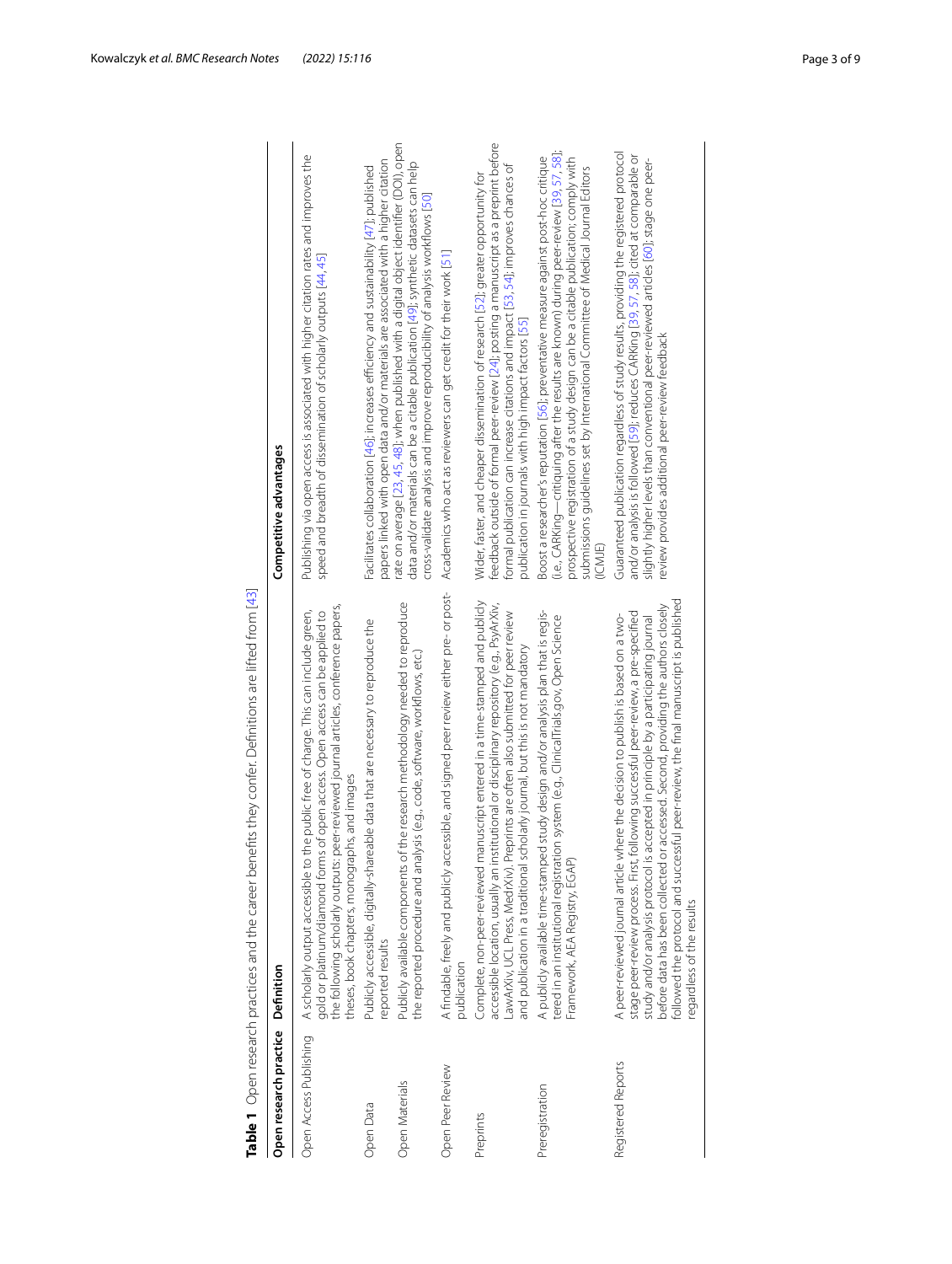**Table 1** Open research practices and the career benefits they confer. Definitions are lifted from [43]

| Open research practice | Definition | Competitive advantages |
| --- | --- | --- |
| Open Access Publishing | A scholarly output accessible to the public free of charge. This can include green, gold or platinum/diamond forms of open access. Open access can be applied to the following scholarly outputs: peer-reviewed journal articles, conference papers, theses, book chapters, monographs, and images | Publishing via open access is associated with higher citation rates and improves the speed and breadth of dissemination of scholarly outputs [44, 45] |
| Open Data | Publicly accessible, digitally-shareable data that are necessary to reproduce the reported results | Facilitates collaboration [46]; increases efficiency and sustainability [47]; published papers linked with open data and/or materials are associated with a higher citation rate on average [23, 45, 48]; when published with a digital object identifier (DOI), open data and/or materials can be a citable publication [49]; synthetic datasets can help cross-validate analysis and improve reproducibility of analysis workflows [50] |
| Open Materials | Publicly available components of the research methodology needed to reproduce the reported procedure and analysis (e.g., code, software, workflows, etc.) | |
| Open Peer Review | A findable, freely and publicly accessible, and signed peer review either pre- or post-publication | Academics who act as reviewers can get credit for their work [51] |
| Preprints | Complete, non-peer-reviewed manuscript entered in a time-stamped and publicly accessible location, usually an institutional or disciplinary repository (e.g., PsyArXiv, LawArXiv, UCL Press, MedRXiv). Preprints are often also submitted for peer review and publication in a traditional scholarly journal, but this is not mandatory | Wider, faster, and cheaper dissemination of research [52]; greater opportunity for feedback outside of formal peer-review [24]; posting a manuscript as a preprint before formal publication can increase citations and impact [53, 54]; improves chances of publication in journals with high impact factors [55] |
| Preregistration | A publicly available time-stamped study design and/or analysis plan that is registered in an institutional registration system (e.g., ClinicalTrials.gov, Open Science Framework, AEA Registry, EGAP) | Boost a researcher's reputation [56]; preventative measure against post-hoc critique (i.e., CARKing—critiquing after the results are known) during peer-review [39, 57, 58]; prospective registration of a study design can be a citable publication; comply with submissions guidelines set by International Committee of Medical Journal Editors (ICMJE) |
| Registered Reports | A peer-reviewed journal article where the decision to publish is based on a two-stage peer-review process. First, following successful peer-review, a pre-specified study and/or analysis protocol is accepted in principle by a participating journal before data has been collected or accessed. Second, providing the authors closely followed the protocol and successful peer-review, the final manuscript is published regardless of the results | Guaranteed publication regardless of study results, providing the registered protocol and/or analysis is followed [59]; reduces CARKing [39, 57, 58]; cited at comparable or slightly higher levels than conventional peer-reviewed articles [60]; stage one peer-review provides additional peer-review feedback |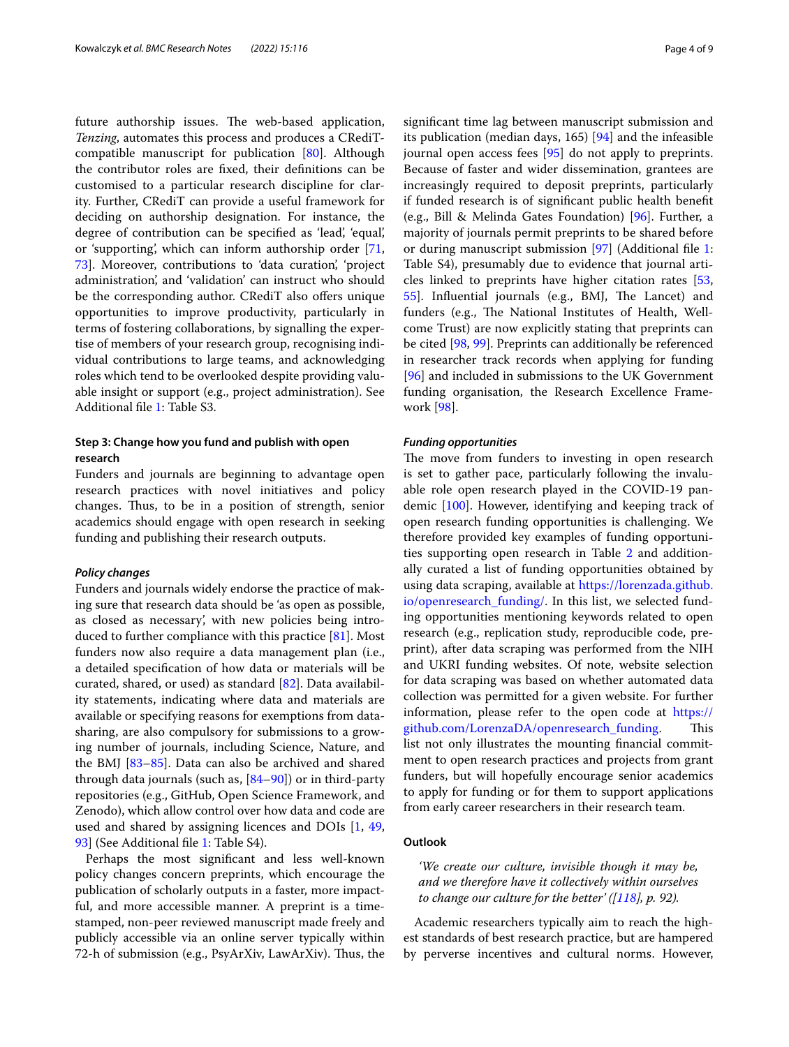future authorship issues. The web-based application, *Tenzing*, automates this process and produces a CRediT-compatible manuscript for publication [80]. Although the contributor roles are fixed, their definitions can be customised to a particular research discipline for clarity. Further, CRediT can provide a useful framework for deciding on authorship designation. For instance, the degree of contribution can be specified as 'lead', 'equal', or 'supporting', which can inform authorship order [71, 73]. Moreover, contributions to 'data curation', 'project administration', and 'validation' can instruct who should be the corresponding author. CRediT also offers unique opportunities to improve productivity, particularly in terms of fostering collaborations, by signalling the expertise of members of your research group, recognising individual contributions to large teams, and acknowledging roles which tend to be overlooked despite providing valuable insight or support (e.g., project administration). See Additional file 1: Table S3.

### Step 3: Change how you fund and publish with open research

Funders and journals are beginning to advantage open research practices with novel initiatives and policy changes. Thus, to be in a position of strength, senior academics should engage with open research in seeking funding and publishing their research outputs.

#### *Policy changes*

Funders and journals widely endorse the practice of making sure that research data should be 'as open as possible, as closed as necessary', with new policies being introduced to further compliance with this practice [81]. Most funders now also require a data management plan (i.e., a detailed specification of how data or materials will be curated, shared, or used) as standard [82]. Data availability statements, indicating where data and materials are available or specifying reasons for exemptions from data-sharing, are also compulsory for submissions to a growing number of journals, including Science, Nature, and the BMJ [83–85]. Data can also be archived and shared through data journals (such as, [84–90]) or in third-party repositories (e.g., GitHub, Open Science Framework, and Zenodo), which allow control over how data and code are used and shared by assigning licences and DOIs [1, 49, 93] (See Additional file 1: Table S4).

Perhaps the most significant and less well-known policy changes concern preprints, which encourage the publication of scholarly outputs in a faster, more impactful, and more accessible manner. A preprint is a time-stamped, non-peer reviewed manuscript made freely and publicly accessible via an online server typically within 72-h of submission (e.g., PsyArXiv, LawArXiv). Thus, the significant time lag between manuscript submission and its publication (median days, 165) [94] and the infeasible journal open access fees [95] do not apply to preprints. Because of faster and wider dissemination, grantees are increasingly required to deposit preprints, particularly if funded research is of significant public health benefit (e.g., Bill & Melinda Gates Foundation) [96]. Further, a majority of journals permit preprints to be shared before or during manuscript submission [97] (Additional file 1: Table S4), presumably due to evidence that journal articles linked to preprints have higher citation rates [53, 55]. Influential journals (e.g., BMJ, The Lancet) and funders (e.g., The National Institutes of Health, Wellcome Trust) are now explicitly stating that preprints can be cited [98, 99]. Preprints can additionally be referenced in researcher track records when applying for funding [96] and included in submissions to the UK Government funding organisation, the Research Excellence Framework [98].

#### *Funding opportunities*

The move from funders to investing in open research is set to gather pace, particularly following the invaluable role open research played in the COVID-19 pandemic [100]. However, identifying and keeping track of open research funding opportunities is challenging. We therefore provided key examples of funding opportunities supporting open research in Table 2 and additionally curated a list of funding opportunities obtained by using data scraping, available at https://lorenzada.github.io/openresearch_funding/. In this list, we selected funding opportunities mentioning keywords related to open research (e.g., replication study, reproducible code, preprint), after data scraping was performed from the NIH and UKRI funding websites. Of note, website selection for data scraping was based on whether automated data collection was permitted for a given website. For further information, please refer to the open code at https://github.com/LorenzaDA/openresearch_funding. This list not only illustrates the mounting financial commitment to open research practices and projects from grant funders, but will hopefully encourage senior academics to apply for funding or for them to support applications from early career researchers in their research team.

### Outlook

> *'We create our culture, invisible though it may be, and we therefore have it collectively within ourselves to change our culture for the better' ([118], p. 92).*

Academic researchers typically aim to reach the highest standards of best research practice, but are hampered by perverse incentives and cultural norms. However,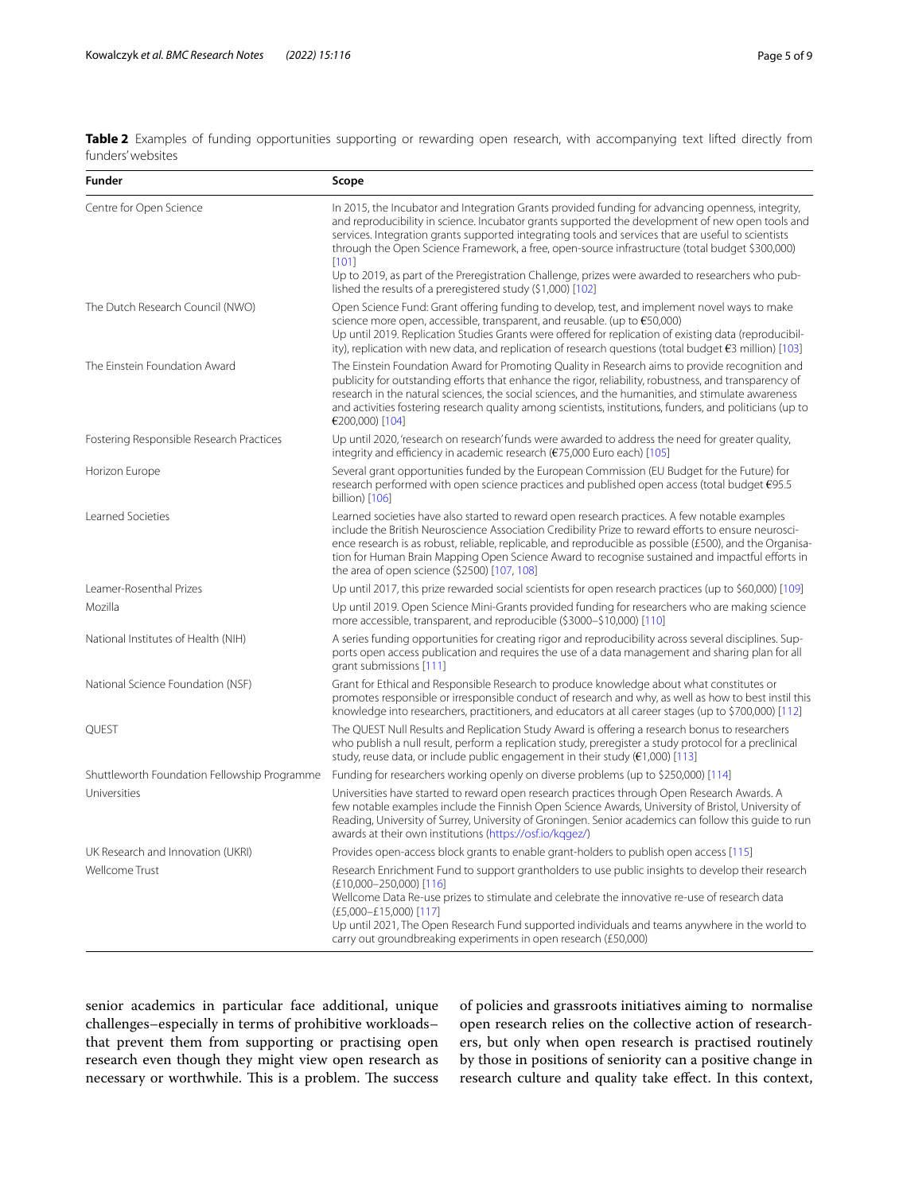**Table 2** Examples of funding opportunities supporting or rewarding open research, with accompanying text lifted directly from funders' websites

| Funder | Scope |
|---|---|
| Centre for Open Science | In 2015, the Incubator and Integration Grants provided funding for advancing openness, integrity, and reproducibility in science. Incubator grants supported the development of new open tools and services. Integration grants supported integrating tools and services that are useful to scientists through the Open Science Framework, a free, open-source infrastructure (total budget $300,000) [101]<br>Up to 2019, as part of the Preregistration Challenge, prizes were awarded to researchers who published the results of a preregistered study ($1,000) [102] |
| The Dutch Research Council (NWO) | Open Science Fund: Grant offering funding to develop, test, and implement novel ways to make science more open, accessible, transparent, and reusable. (up to €50,000)<br>Up until 2019. Replication Studies Grants were offered for replication of existing data (reproducibility), replication with new data, and replication of research questions (total budget €3 million) [103] |
| The Einstein Foundation Award | The Einstein Foundation Award for Promoting Quality in Research aims to provide recognition and publicity for outstanding efforts that enhance the rigor, reliability, robustness, and transparency of research in the natural sciences, the social sciences, and the humanities, and stimulate awareness and activities fostering research quality among scientists, institutions, funders, and politicians (up to €200,000) [104] |
| Fostering Responsible Research Practices | Up until 2020, 'research on research' funds were awarded to address the need for greater quality, integrity and efficiency in academic research (€75,000 Euro each) [105] |
| Horizon Europe | Several grant opportunities funded by the European Commission (EU Budget for the Future) for research performed with open science practices and published open access (total budget €95.5 billion) [106] |
| Learned Societies | Learned societies have also started to reward open research practices. A few notable examples include the British Neuroscience Association Credibility Prize to reward efforts to ensure neuroscience research is as robust, reliable, replicable, and reproducible as possible (£500), and the Organisation for Human Brain Mapping Open Science Award to recognise sustained and impactful efforts in the area of open science ($2500) [107, 108] |
| Leamer-Rosenthal Prizes | Up until 2017, this prize rewarded social scientists for open research practices (up to $60,000) [109] |
| Mozilla | Up until 2019. Open Science Mini-Grants provided funding for researchers who are making science more accessible, transparent, and reproducible ($3000–$10,000) [110] |
| National Institutes of Health (NIH) | A series funding opportunities for creating rigor and reproducibility across several disciplines. Supports open access publication and requires the use of a data management and sharing plan for all grant submissions [111] |
| National Science Foundation (NSF) | Grant for Ethical and Responsible Research to produce knowledge about what constitutes or promotes responsible or irresponsible conduct of research and why, as well as how to best instil this knowledge into researchers, practitioners, and educators at all career stages (up to $700,000) [112] |
| QUEST | The QUEST Null Results and Replication Study Award is offering a research bonus to researchers who publish a null result, perform a replication study, preregister a study protocol for a preclinical study, reuse data, or include public engagement in their study (€1,000) [113] |
| Shuttleworth Foundation Fellowship Programme | Funding for researchers working openly on diverse problems (up to $250,000) [114] |
| Universities | Universities have started to reward open research practices through Open Research Awards. A few notable examples include the Finnish Open Science Awards, University of Bristol, University of Reading, University of Surrey, University of Groningen. Senior academics can follow this guide to run awards at their own institutions (https://osf.io/kqgez/) |
| UK Research and Innovation (UKRI) | Provides open-access block grants to enable grant-holders to publish open access [115] |
| Wellcome Trust | Research Enrichment Fund to support grantholders to use public insights to develop their research (£10,000–250,000) [116]<br>Wellcome Data Re-use prizes to stimulate and celebrate the innovative re-use of research data (£5,000–£15,000) [117]<br>Up until 2021, The Open Research Fund supported individuals and teams anywhere in the world to carry out groundbreaking experiments in open research (£50,000) |

senior academics in particular face additional, unique challenges–especially in terms of prohibitive workloads–that prevent them from supporting or practising open research even though they might view open research as necessary or worthwhile. This is a problem. The success of policies and grassroots initiatives aiming to normalise open research relies on the collective action of researchers, but only when open research is practised routinely by those in positions of seniority can a positive change in research culture and quality take effect. In this context,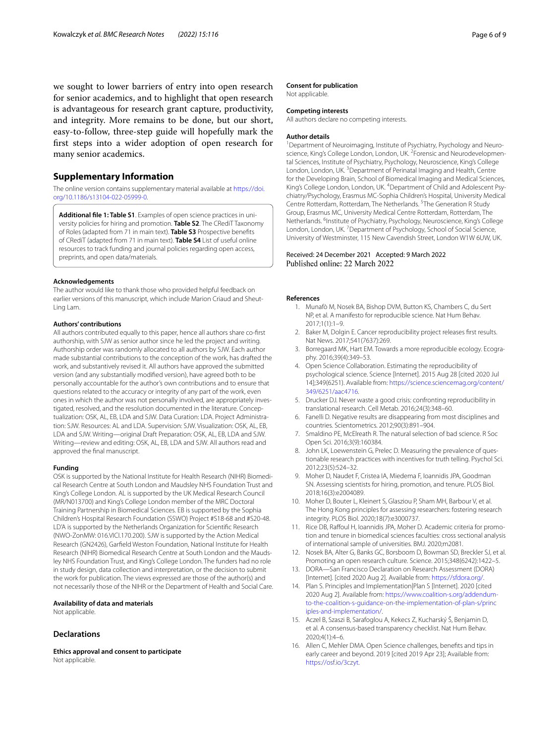we sought to lower barriers of entry into open research for senior academics, and to highlight that open research is advantageous for research grant capture, productivity, and integrity. More remains to be done, but our short, easy-to-follow, three-step guide will hopefully mark the first steps into a wider adoption of open research for many senior academics.

## Supplementary Information

The online version contains supplementary material available at https://doi.org/10.1186/s13104-022-05999-0.

**Additional file 1: Table S1**. Examples of open science practices in university policies for hiring and promotion. **Table S2**. The CRediT Taxonomy of Roles (adapted from 71 in main text). **Table S3** Prospective benefits of CRediT (adapted from 71 in main text). **Table S4** List of useful online resources to track funding and journal policies regarding open access, preprints, and open data/materials.

#### Acknowledgements

The author would like to thank those who provided helpful feedback on earlier versions of this manuscript, which include Marion Criaud and Sheut-Ling Lam.

#### Authors' contributions

All authors contributed equally to this paper, hence all authors share co-first authorship, with SJW as senior author since he led the project and writing. Authorship order was randomly allocated to all authors by SJW. Each author made substantial contributions to the conception of the work, has drafted the work, and substantively revised it. All authors have approved the submitted version (and any substantially modified version), have agreed both to be personally accountable for the author's own contributions and to ensure that questions related to the accuracy or integrity of any part of the work, even ones in which the author was not personally involved, are appropriately investigated, resolved, and the resolution documented in the literature. Conceptualization: OSK, AL, EB, LDA and SJW. Data Curation: LDA. Project Administration: SJW. Resources: AL and LDA. Supervision: SJW. Visualization: OSK, AL, EB, LDA and SJW. Writing—original Draft Preparation: OSK, AL, EB, LDA and SJW. Writing—review and editing: OSK, AL, EB, LDA and SJW. All authors read and approved the final manuscript.

#### Funding

OSK is supported by the National Institute for Health Research (NIHR) Biomedical Research Centre at South London and Maudsley NHS Foundation Trust and King's College London. AL is supported by the UK Medical Research Council (MR/N013700) and King's College London member of the MRC Doctoral Training Partnership in Biomedical Sciences. EB is supported by the Sophia Children's Hospital Research Foundation (SSWO) Project #S18-68 and #S20-48. LD'A is supported by the Netherlands Organization for Scientific Research (NWO-ZonMW: 016.VICI.170.200). SJW is supported by the Action Medical Research (GN2426), Garfield Weston Foundation, National Institute for Health Research (NIHR) Biomedical Research Centre at South London and the Maudsley NHS Foundation Trust, and King's College London. The funders had no role in study design, data collection and interpretation, or the decision to submit the work for publication. The views expressed are those of the author(s) and not necessarily those of the NIHR or the Department of Health and Social Care.

#### Availability of data and materials

Not applicable.

## Declarations

#### Ethics approval and consent to participate

Not applicable.

#### Consent for publication

Not applicable.

#### Competing interests

All authors declare no competing interests.

#### Author details

[1]Department of Neuroimaging, Institute of Psychiatry, Psychology and Neuroscience, King's College London, London, UK. [2]Forensic and Neurodevelopmental Sciences, Institute of Psychiatry, Psychology, Neuroscience, King's College London, London, UK. [3]Department of Perinatal Imaging and Health, Centre for the Developing Brain, School of Biomedical Imaging and Medical Sciences, King's College London, London, UK. [4]Department of Child and Adolescent Psychiatry/Psychology, Erasmus MC-Sophia Children's Hospital, University Medical Centre Rotterdam, Rotterdam, The Netherlands. [5]The Generation R Study Group, Erasmus MC, University Medical Centre Rotterdam, Rotterdam, The Netherlands. [6]Institute of Psychiatry, Psychology, Neuroscience, King's College London, London, UK. [7]Department of Psychology, School of Social Science, University of Westminster, 115 New Cavendish Street, London W1W 6UW, UK.

Received: 24 December 2021 Accepted: 9 March 2022
Published online: 22 March 2022

#### References

1. Munafò M, Nosek BA, Bishop DVM, Button KS, Chambers C, du Sert NP, et al. A manifesto for reproducible science. Nat Hum Behav. 2017;1(1):1–9.
2. Baker M, Dolgin E. Cancer reproducibility project releases first results. Nat News. 2017;541(7637):269.
3. Borregaard MK, Hart EM. Towards a more reproducible ecology. Ecography. 2016;39(4):349–53.
4. Open Science Collaboration. Estimating the reproducibility of psychological science. Science [Internet]. 2015 Aug 28 [cited 2020 Jul 14];349(6251). Available from: https://science.sciencemag.org/content/349/6251/aac4716.
5. Drucker DJ. Never waste a good crisis: confronting reproducibility in translational research. Cell Metab. 2016;24(3):348–60.
6. Fanelli D. Negative results are disappearing from most disciplines and countries. Scientometrics. 2012;90(3):891–904.
7. Smaldino PE, McElreath R. The natural selection of bad science. R Soc Open Sci. 2016;3(9):160384.
8. John LK, Loewenstein G, Prelec D. Measuring the prevalence of questionable research practices with incentives for truth telling. Psychol Sci. 2012;23(5):524–32.
9. Moher D, Naudet F, Cristea IA, Miedema F, Ioannidis JPA, Goodman SN. Assessing scientists for hiring, promotion, and tenure. PLOS Biol. 2018;16(3):e2004089.
10. Moher D, Bouter L, Kleinert S, Glasziou P, Sham MH, Barbour V, et al. The Hong Kong principles for assessing researchers: fostering research integrity. PLOS Biol. 2020;18(7):e3000737.
11. Rice DB, Raffoul H, Ioannidis JPA, Moher D. Academic criteria for promotion and tenure in biomedical sciences faculties: cross sectional analysis of international sample of universities. BMJ. 2020;m2081.
12. Nosek BA, Alter G, Banks GC, Borsboom D, Bowman SD, Breckler SJ, et al. Promoting an open research culture. Science. 2015;348(6242):1422–5.
13. DORA—San Francisco Declaration on Research Assessment (DORA) [Internet]. [cited 2020 Aug 2]. Available from: https://sfdora.org/.
14. Plan S. Principles and Implementation|Plan S [Internet]. 2020 [cited 2020 Aug 2]. Available from: https://www.coalition-s.org/addendum-to-the-coalition-s-guidance-on-the-implementation-of-plan-s/principles-and-implementation/.
15. Aczel B, Szaszi B, Sarafoglou A, Kekecs Z, Kucharský Š, Benjamin D, et al. A consensus-based transparency checklist. Nat Hum Behav. 2020;4(1):4–6.
16. Allen C, Mehler DMA. Open Science challenges, benefits and tips in early career and beyond. 2019 [cited 2019 Apr 23]; Available from: https://osf.io/3czyt.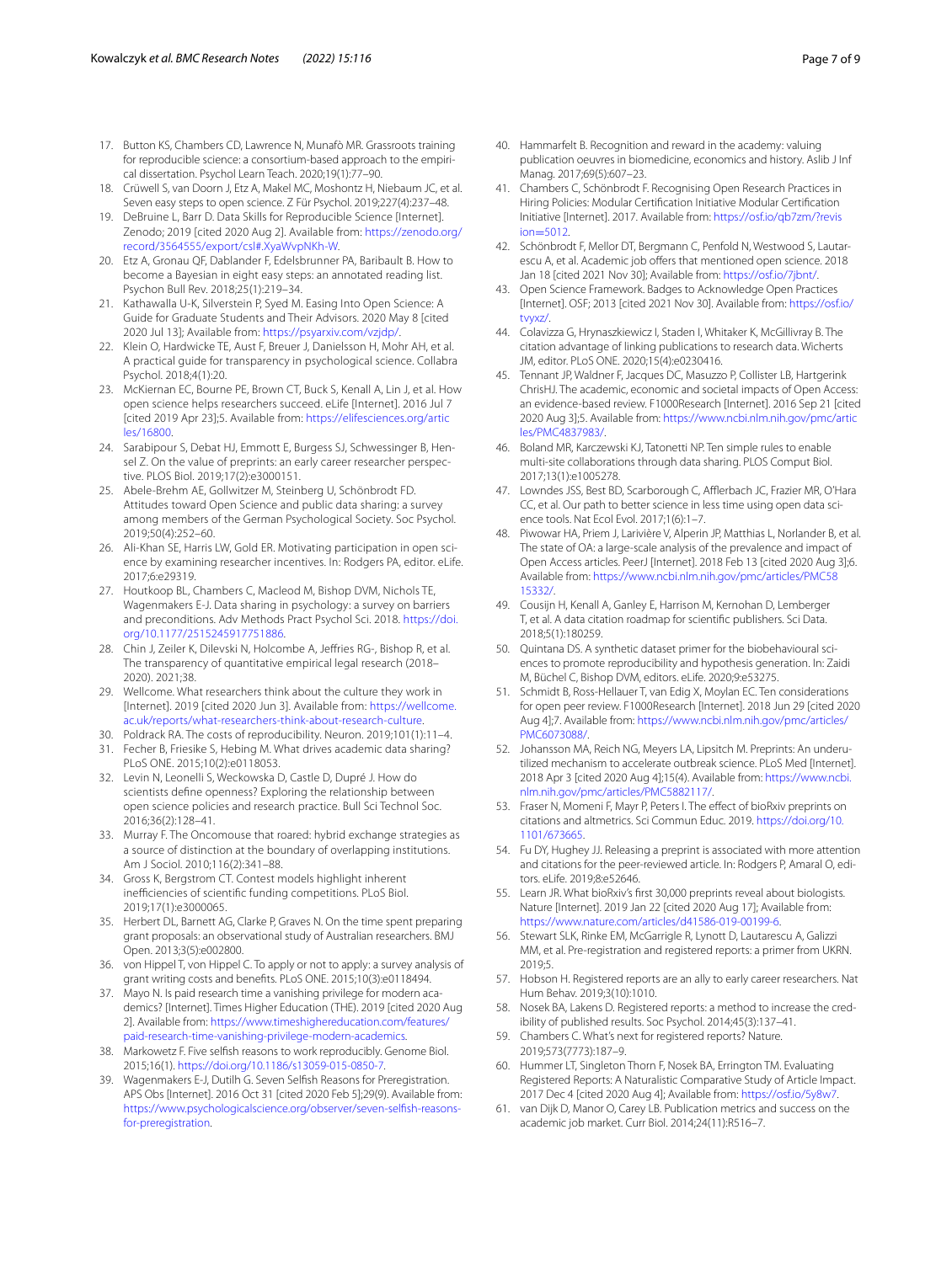17. Button KS, Chambers CD, Lawrence N, Munafò MR. Grassroots training for reproducible science: a consortium-based approach to the empirical dissertation. Psychol Learn Teach. 2020;19(1):77–90.
18. Crüwell S, van Doorn J, Etz A, Makel MC, Moshontz H, Niebaum JC, et al. Seven easy steps to open science. Z Für Psychol. 2019;227(4):237–48.
19. DeBruine L, Barr D. Data Skills for Reproducible Science [Internet]. Zenodo; 2019 [cited 2020 Aug 2]. Available from: https://zenodo.org/record/3564555/export/csl#.XyaWvpNKh-W.
20. Etz A, Gronau QF, Dablander F, Edelsbrunner PA, Baribault B. How to become a Bayesian in eight easy steps: an annotated reading list. Psychon Bull Rev. 2018;25(1):219–34.
21. Kathawalla U-K, Silverstein P, Syed M. Easing Into Open Science: A Guide for Graduate Students and Their Advisors. 2020 May 8 [cited 2020 Jul 13]; Available from: https://psyarxiv.com/vzjdp/.
22. Klein O, Hardwicke TE, Aust F, Breuer J, Danielsson H, Mohr AH, et al. A practical guide for transparency in psychological science. Collabra Psychol. 2018;4(1):20.
23. McKiernan EC, Bourne PE, Brown CT, Buck S, Kenall A, Lin J, et al. How open science helps researchers succeed. eLife [Internet]. 2016 Jul 7 [cited 2019 Apr 23];5. Available from: https://elifesciences.org/articles/16800.
24. Sarabipour S, Debat HJ, Emmott E, Burgess SJ, Schwessinger B, Hensel Z. On the value of preprints: an early career researcher perspective. PLOS Biol. 2019;17(2):e3000151.
25. Abele-Brehm AE, Gollwitzer M, Steinberg U, Schönbrodt FD. Attitudes toward Open Science and public data sharing: a survey among members of the German Psychological Society. Soc Psychol. 2019;50(4):252–60.
26. Ali-Khan SE, Harris LW, Gold ER. Motivating participation in open science by examining researcher incentives. In: Rodgers PA, editor. eLife. 2017;6:e29319.
27. Houtkoop BL, Chambers C, Macleod M, Bishop DVM, Nichols TE, Wagenmakers E-J. Data sharing in psychology: a survey on barriers and preconditions. Adv Methods Pract Psychol Sci. 2018. https://doi.org/10.1177/2515245917751886.
28. Chin J, Zeiler K, Dilevski N, Holcombe A, Jeffries RG-, Bishop R, et al. The transparency of quantitative empirical legal research (2018–2020). 2021;38.
29. Wellcome. What researchers think about the culture they work in [Internet]. 2019 [cited 2020 Jun 3]. Available from: https://wellcome.ac.uk/reports/what-researchers-think-about-research-culture.
30. Poldrack RA. The costs of reproducibility. Neuron. 2019;101(1):11–4.
31. Fecher B, Friesike S, Hebing M. What drives academic data sharing? PLoS ONE. 2015;10(2):e0118053.
32. Levin N, Leonelli S, Weckowska D, Castle D, Dupré J. How do scientists define openness? Exploring the relationship between open science policies and research practice. Bull Sci Technol Soc. 2016;36(2):128–41.
33. Murray F. The Oncomouse that roared: hybrid exchange strategies as a source of distinction at the boundary of overlapping institutions. Am J Sociol. 2010;116(2):341–88.
34. Gross K, Bergstrom CT. Contest models highlight inherent inefficiencies of scientific funding competitions. PLoS Biol. 2019;17(1):e3000065.
35. Herbert DL, Barnett AG, Clarke P, Graves N. On the time spent preparing grant proposals: an observational study of Australian researchers. BMJ Open. 2013;3(5):e002800.
36. von Hippel T, von Hippel C. To apply or not to apply: a survey analysis of grant writing costs and benefits. PLoS ONE. 2015;10(3):e0118494.
37. Mayo N. Is paid research time a vanishing privilege for modern academics? [Internet]. Times Higher Education (THE). 2019 [cited 2020 Aug 2]. Available from: https://www.timeshighereducation.com/features/paid-research-time-vanishing-privilege-modern-academics.
38. Markowetz F. Five selfish reasons to work reproducibly. Genome Biol. 2015;16(1). https://doi.org/10.1186/s13059-015-0850-7.
39. Wagenmakers E-J, Dutilh G. Seven Selfish Reasons for Preregistration. APS Obs [Internet]. 2016 Oct 31 [cited 2020 Feb 5];29(9). Available from: https://www.psychologicalscience.org/observer/seven-selfish-reasons-for-preregistration.
40. Hammarfelt B. Recognition and reward in the academy: valuing publication oeuvres in biomedicine, economics and history. Aslib J Inf Manag. 2017;69(5):607–23.
41. Chambers C, Schönbrodt F. Recognising Open Research Practices in Hiring Policies: Modular Certification Initiative Modular Certification Initiative [Internet]. 2017. Available from: https://osf.io/qb7zm/?revision=5012.
42. Schönbrodt F, Mellor DT, Bergmann C, Penfold N, Westwood S, Lautarescu A, et al. Academic job offers that mentioned open science. 2018 Jan 18 [cited 2021 Nov 30]; Available from: https://osf.io/7jbnt/.
43. Open Science Framework. Badges to Acknowledge Open Practices [Internet]. OSF; 2013 [cited 2021 Nov 30]. Available from: https://osf.io/tvyxz/.
44. Colavizza G, Hrynaszkiewicz I, Staden I, Whitaker K, McGillivray B. The citation advantage of linking publications to research data. Wicherts JM, editor. PLoS ONE. 2020;15(4):e0230416.
45. Tennant JP, Waldner F, Jacques DC, Masuzzo P, Collister LB, Hartgerink ChrisHJ. The academic, economic and societal impacts of Open Access: an evidence-based review. F1000Research [Internet]. 2016 Sep 21 [cited 2020 Aug 3];5. Available from: https://www.ncbi.nlm.nih.gov/pmc/articles/PMC4837983/.
46. Boland MR, Karczewski KJ, Tatonetti NP. Ten simple rules to enable multi-site collaborations through data sharing. PLOS Comput Biol. 2017;13(1):e1005278.
47. Lowndes JSS, Best BD, Scarborough C, Afflerbach JC, Frazier MR, O'Hara CC, et al. Our path to better science in less time using open data science tools. Nat Ecol Evol. 2017;1(6):1–7.
48. Piwowar HA, Priem J, Larivière V, Alperin JP, Matthias L, Norlander B, et al. The state of OA: a large-scale analysis of the prevalence and impact of Open Access articles. PeerJ [Internet]. 2018 Feb 13 [cited 2020 Aug 3];6. Available from: https://www.ncbi.nlm.nih.gov/pmc/articles/PMC5815332/.
49. Cousijn H, Kenall A, Ganley E, Harrison M, Kernohan D, Lemberger T, et al. A data citation roadmap for scientific publishers. Sci Data. 2018;5(1):180259.
50. Quintana DS. A synthetic dataset primer for the biobehavioural sciences to promote reproducibility and hypothesis generation. In: Zaidi M, Büchel C, Bishop DVM, editors. eLife. 2020;9:e53275.
51. Schmidt B, Ross-Hellauer T, van Edig X, Moylan EC. Ten considerations for open peer review. F1000Research [Internet]. 2018 Jun 29 [cited 2020 Aug 4];7. Available from: https://www.ncbi.nlm.nih.gov/pmc/articles/PMC6073088/.
52. Johansson MA, Reich NG, Meyers LA, Lipsitch M. Preprints: An underutilized mechanism to accelerate outbreak science. PLoS Med [Internet]. 2018 Apr 3 [cited 2020 Aug 4];15(4). Available from: https://www.ncbi.nlm.nih.gov/pmc/articles/PMC5882117/.
53. Fraser N, Momeni F, Mayr P, Peters I. The effect of bioRxiv preprints on citations and altmetrics. Sci Commun Educ. 2019. https://doi.org/10.1101/673665.
54. Fu DY, Hughey JJ. Releasing a preprint is associated with more attention and citations for the peer-reviewed article. In: Rodgers P, Amaral O, editors. eLife. 2019;8:e52646.
55. Learn JR. What bioRxiv's first 30,000 preprints reveal about biologists. Nature [Internet]. 2019 Jan 22 [cited 2020 Aug 17]; Available from: https://www.nature.com/articles/d41586-019-00199-6.
56. Stewart SLK, Rinke EM, McGarrigle R, Lynott D, Lautarescu A, Galizzi MM, et al. Pre-registration and registered reports: a primer from UKRN. 2019;5.
57. Hobson H. Registered reports are an ally to early career researchers. Nat Hum Behav. 2019;3(10):1010.
58. Nosek BA, Lakens D. Registered reports: a method to increase the credibility of published results. Soc Psychol. 2014;45(3):137–41.
59. Chambers C. What's next for registered reports? Nature. 2019;573(7773):187–9.
60. Hummer LT, Singleton Thorn F, Nosek BA, Errington TM. Evaluating Registered Reports: A Naturalistic Comparative Study of Article Impact. 2017 Dec 4 [cited 2020 Aug 4]; Available from: https://osf.io/5y8w7.
61. van Dijk D, Manor O, Carey LB. Publication metrics and success on the academic job market. Curr Biol. 2014;24(11):R516–7.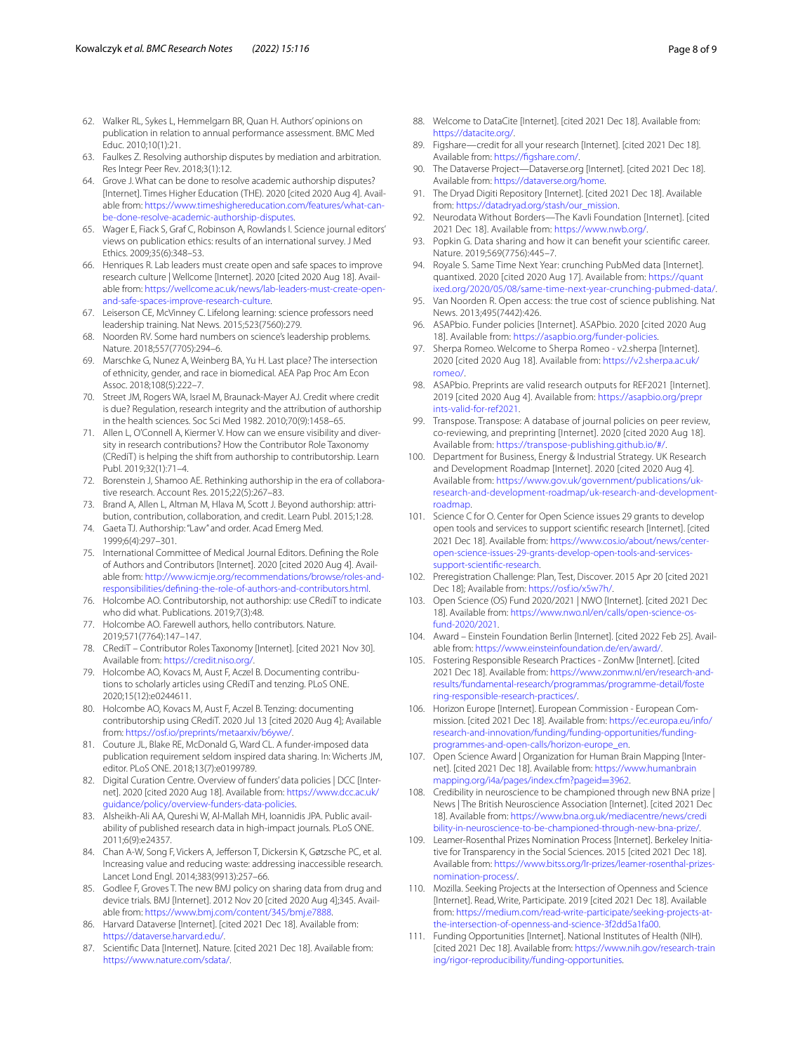62. Walker RL, Sykes L, Hemmelgarn BR, Quan H. Authors' opinions on publication in relation to annual performance assessment. BMC Med Educ. 2010;10(1):21.
63. Faulkes Z. Resolving authorship disputes by mediation and arbitration. Res Integr Peer Rev. 2018;3(1):12.
64. Grove J. What can be done to resolve academic authorship disputes? [Internet]. Times Higher Education (THE). 2020 [cited 2020 Aug 4]. Available from: https://www.timeshighereducation.com/features/what-can-be-done-resolve-academic-authorship-disputes.
65. Wager E, Fiack S, Graf C, Robinson A, Rowlands I. Science journal editors' views on publication ethics: results of an international survey. J Med Ethics. 2009;35(6):348–53.
66. Henriques R. Lab leaders must create open and safe spaces to improve research culture | Wellcome [Internet]. 2020 [cited 2020 Aug 18]. Available from: https://wellcome.ac.uk/news/lab-leaders-must-create-open-and-safe-spaces-improve-research-culture.
67. Leiserson CE, McVinney C. Lifelong learning: science professors need leadership training. Nat News. 2015;523(7560):279.
68. Noorden RV. Some hard numbers on science's leadership problems. Nature. 2018;557(7705):294–6.
69. Marschke G, Nunez A, Weinberg BA, Yu H. Last place? The intersection of ethnicity, gender, and race in biomedical. AEA Pap Proc Am Econ Assoc. 2018;108(5):222–7.
70. Street JM, Rogers WA, Israel M, Braunack-Mayer AJ. Credit where credit is due? Regulation, research integrity and the attribution of authorship in the health sciences. Soc Sci Med 1982. 2010;70(9):1458–65.
71. Allen L, O'Connell A, Kiermer V. How can we ensure visibility and diversity in research contributions? How the Contributor Role Taxonomy (CRediT) is helping the shift from authorship to contributorship. Learn Publ. 2019;32(1):71–4.
72. Borenstein J, Shamoo AE. Rethinking authorship in the era of collaborative research. Account Res. 2015;22(5):267–83.
73. Brand A, Allen L, Altman M, Hlava M, Scott J. Beyond authorship: attribution, contribution, collaboration, and credit. Learn Publ. 2015;1:28.
74. Gaeta TJ. Authorship: "Law" and order. Acad Emerg Med. 1999;6(4):297–301.
75. International Committee of Medical Journal Editors. Defining the Role of Authors and Contributors [Internet]. 2020 [cited 2020 Aug 4]. Available from: http://www.icmje.org/recommendations/browse/roles-and-responsibilities/defining-the-role-of-authors-and-contributors.html.
76. Holcombe AO. Contributorship, not authorship: use CRediT to indicate who did what. Publications. 2019;7(3):48.
77. Holcombe AO. Farewell authors, hello contributors. Nature. 2019;571(7764):147–147.
78. CRediT – Contributor Roles Taxonomy [Internet]. [cited 2021 Nov 30]. Available from: https://credit.niso.org/.
79. Holcombe AO, Kovacs M, Aust F, Aczel B. Documenting contributions to scholarly articles using CRediT and tenzing. PLoS ONE. 2020;15(12):e0244611.
80. Holcombe AO, Kovacs M, Aust F, Aczel B. Tenzing: documenting contributorship using CRediT. 2020 Jul 13 [cited 2020 Aug 4]; Available from: https://osf.io/preprints/metaarxiv/b6ywe/.
81. Couture JL, Blake RE, McDonald G, Ward CL. A funder-imposed data publication requirement seldom inspired data sharing. In: Wicherts JM, editor. PLoS ONE. 2018;13(7):e0199789.
82. Digital Curation Centre. Overview of funders' data policies | DCC [Internet]. 2020 [cited 2020 Aug 18]. Available from: https://www.dcc.ac.uk/guidance/policy/overview-funders-data-policies.
83. Alsheikh-Ali AA, Qureshi W, Al-Mallah MH, Ioannidis JPA. Public availability of published research data in high-impact journals. PLoS ONE. 2011;6(9):e24357.
84. Chan A-W, Song F, Vickers A, Jefferson T, Dickersin K, Gøtzsche PC, et al. Increasing value and reducing waste: addressing inaccessible research. Lancet Lond Engl. 2014;383(9913):257–66.
85. Godlee F, Groves T. The new BMJ policy on sharing data from drug and device trials. BMJ [Internet]. 2012 Nov 20 [cited 2020 Aug 4];345. Available from: https://www.bmj.com/content/345/bmj.e7888.
86. Harvard Dataverse [Internet]. [cited 2021 Dec 18]. Available from: https://dataverse.harvard.edu/.
87. Scientific Data [Internet]. Nature. [cited 2021 Dec 18]. Available from: https://www.nature.com/sdata/.
88. Welcome to DataCite [Internet]. [cited 2021 Dec 18]. Available from: https://datacite.org/.
89. Figshare—credit for all your research [Internet]. [cited 2021 Dec 18]. Available from: https://figshare.com/.
90. The Dataverse Project—Dataverse.org [Internet]. [cited 2021 Dec 18]. Available from: https://dataverse.org/home.
91. The Dryad Digiti Repository [Internet]. [cited 2021 Dec 18]. Available from: https://datadryad.org/stash/our_mission.
92. Neurodata Without Borders—The Kavli Foundation [Internet]. [cited 2021 Dec 18]. Available from: https://www.nwb.org/.
93. Popkin G. Data sharing and how it can benefit your scientific career. Nature. 2019;569(7756):445–7.
94. Royale S. Same Time Next Year: crunching PubMed data [Internet]. quantixed. 2020 [cited 2020 Aug 17]. Available from: https://quantixed.org/2020/05/08/same-time-next-year-crunching-pubmed-data/.
95. Van Noorden R. Open access: the true cost of science publishing. Nat News. 2013;495(7442):426.
96. ASAPbio. Funder policies [Internet]. ASAPbio. 2020 [cited 2020 Aug 18]. Available from: https://asapbio.org/funder-policies.
97. Sherpa Romeo. Welcome to Sherpa Romeo - v2.sherpa [Internet]. 2020 [cited 2020 Aug 18]. Available from: https://v2.sherpa.ac.uk/romeo/.
98. ASAPbio. Preprints are valid research outputs for REF2021 [Internet]. 2019 [cited 2020 Aug 4]. Available from: https://asapbio.org/preprints-valid-for-ref2021.
99. Transpose. Transpose: A database of journal policies on peer review, co-reviewing, and preprinting [Internet]. 2020 [cited 2020 Aug 18]. Available from: https://transpose-publishing.github.io/#/.
100. Department for Business, Energy & Industrial Strategy. UK Research and Development Roadmap [Internet]. 2020 [cited 2020 Aug 4]. Available from: https://www.gov.uk/government/publications/uk-research-and-development-roadmap/uk-research-and-development-roadmap.
101. Science C for O. Center for Open Science issues 29 grants to develop open tools and services to support scientific research [Internet]. [cited 2021 Dec 18]. Available from: https://www.cos.io/about/news/center-open-science-issues-29-grants-develop-open-tools-and-services-support-scientific-research.
102. Preregistration Challenge: Plan, Test, Discover. 2015 Apr 20 [cited 2021 Dec 18]; Available from: https://osf.io/x5w7h/.
103. Open Science (OS) Fund 2020/2021 | NWO [Internet]. [cited 2021 Dec 18]. Available from: https://www.nwo.nl/en/calls/open-science-os-fund-2020/2021.
104. Award – Einstein Foundation Berlin [Internet]. [cited 2022 Feb 25]. Available from: https://www.einsteinfoundation.de/en/award/.
105. Fostering Responsible Research Practices - ZonMw [Internet]. [cited 2021 Dec 18]. Available from: https://www.zonmw.nl/en/research-and-results/fundamental-research/programmas/programme-detail/fostering-responsible-research-practices/.
106. Horizon Europe [Internet]. European Commission - European Commission. [cited 2021 Dec 18]. Available from: https://ec.europa.eu/info/research-and-innovation/funding/funding-opportunities/funding-programmes-and-open-calls/horizon-europe_en.
107. Open Science Award | Organization for Human Brain Mapping [Internet]. [cited 2021 Dec 18]. Available from: https://www.humanbrainmapping.org/i4a/pages/index.cfm?pageid=3962.
108. Credibility in neuroscience to be championed through new BNA prize | News | The British Neuroscience Association [Internet]. [cited 2021 Dec 18]. Available from: https://www.bna.org.uk/mediacentre/news/credibility-in-neuroscience-to-be-championed-through-new-bna-prize/.
109. Leamer-Rosenthal Prizes Nomination Process [Internet]. Berkeley Initiative for Transparency in the Social Sciences. 2015 [cited 2021 Dec 18]. Available from: https://www.bitss.org/lr-prizes/leamer-rosenthal-prizes-nomination-process/.
110. Mozilla. Seeking Projects at the Intersection of Openness and Science [Internet]. Read, Write, Participate. 2019 [cited 2021 Dec 18]. Available from: https://medium.com/read-write-participate/seeking-projects-at-the-intersection-of-openness-and-science-3f2dd5a1fa00.
111. Funding Opportunities [Internet]. National Institutes of Health (NIH). [cited 2021 Dec 18]. Available from: https://www.nih.gov/research-training/rigor-reproducibility/funding-opportunities.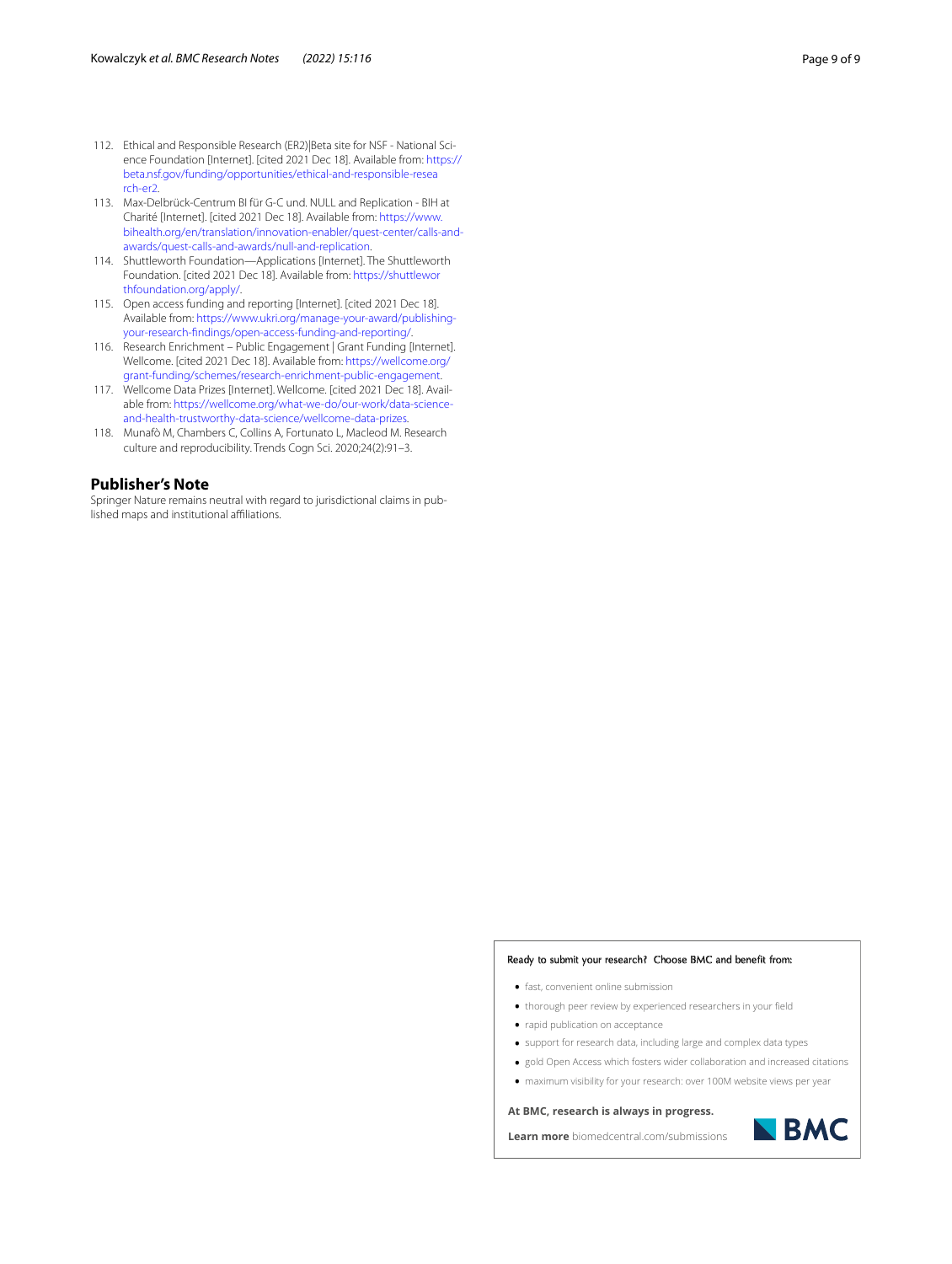112. Ethical and Responsible Research (ER2)|Beta site for NSF - National Science Foundation [Internet]. [cited 2021 Dec 18]. Available from: https://beta.nsf.gov/funding/opportunities/ethical-and-responsible-research-er2.
113. Max-Delbrück-Centrum BI für G-C und. NULL and Replication - BIH at Charité [Internet]. [cited 2021 Dec 18]. Available from: https://www.bihealth.org/en/translation/innovation-enabler/quest-center/calls-and-awards/quest-calls-and-awards/null-and-replication.
114. Shuttleworth Foundation—Applications [Internet]. The Shuttleworth Foundation. [cited 2021 Dec 18]. Available from: https://shuttleworthfoundation.org/apply/.
115. Open access funding and reporting [Internet]. [cited 2021 Dec 18]. Available from: https://www.ukri.org/manage-your-award/publishing-your-research-findings/open-access-funding-and-reporting/.
116. Research Enrichment – Public Engagement | Grant Funding [Internet]. Wellcome. [cited 2021 Dec 18]. Available from: https://wellcome.org/grant-funding/schemes/research-enrichment-public-engagement.
117. Wellcome Data Prizes [Internet]. Wellcome. [cited 2021 Dec 18]. Available from: https://wellcome.org/what-we-do/our-work/data-science-and-health-trustworthy-data-science/wellcome-data-prizes.
118. Munafò M, Chambers C, Collins A, Fortunato L, Macleod M. Research culture and reproducibility. Trends Cogn Sci. 2020;24(2):91–3.

## Publisher's Note

Springer Nature remains neutral with regard to jurisdictional claims in published maps and institutional affiliations.

Ready to submit your research? Choose BMC and benefit from:

- fast, convenient online submission
- thorough peer review by experienced researchers in your field
- rapid publication on acceptance
- support for research data, including large and complex data types
- gold Open Access which fosters wider collaboration and increased citations
- maximum visibility for your research: over 100M website views per year

**At BMC, research is always in progress.**

**Learn more** biomedcentral.com/submissions

BMC